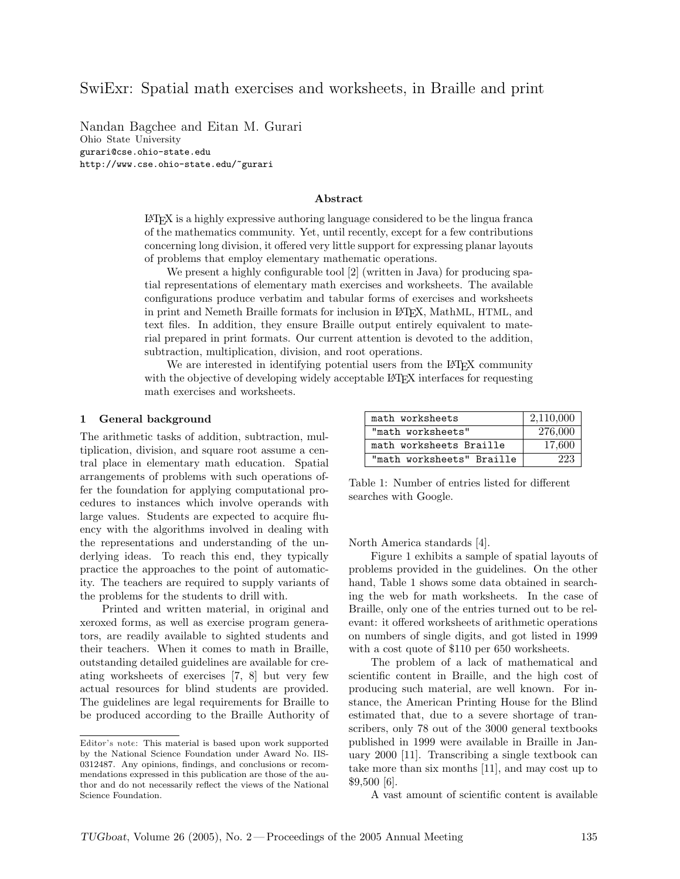# SwiExr: Spatial math exercises and worksheets, in Braille and print

Nandan Bagchee and Eitan M. Gurari
Ohio State University
gurari@cse.ohio-state.edu
http://www.cse.ohio-state.edu/~gurari

### Abstract

LaTeX is a highly expressive authoring language considered to be the lingua franca of the mathematics community. Yet, until recently, except for a few contributions concerning long division, it offered very little support for expressing planar layouts of problems that employ elementary mathematic operations.

We present a highly configurable tool [2] (written in Java) for producing spatial representations of elementary math exercises and worksheets. The available configurations produce verbatim and tabular forms of exercises and worksheets in print and Nemeth Braille formats for inclusion in LaTeX, MathML, HTML, and text files. In addition, they ensure Braille output entirely equivalent to material prepared in print formats. Our current attention is devoted to the addition, subtraction, multiplication, division, and root operations.

We are interested in identifying potential users from the LaTeX community with the objective of developing widely acceptable LaTeX interfaces for requesting math exercises and worksheets.

## 1 General background

The arithmetic tasks of addition, subtraction, multiplication, division, and square root assume a central place in elementary math education. Spatial arrangements of problems with such operations offer the foundation for applying computational procedures to instances which involve operands with large values. Students are expected to acquire fluency with the algorithms involved in dealing with the representations and understanding of the underlying ideas. To reach this end, they typically practice the approaches to the point of automaticity. The teachers are required to supply variants of the problems for the students to drill with.

Printed and written material, in original and xeroxed forms, as well as exercise program generators, are readily available to sighted students and their teachers. When it comes to math in Braille, outstanding detailed guidelines are available for creating worksheets of exercises [7, 8] but very few actual resources for blind students are provided. The guidelines are legal requirements for Braille to be produced according to the Braille Authority of North America standards [4].

| math worksheets | 2,110,000 |
|---|---|
| "math worksheets" | 276,000 |
| math worksheets Braille | 17,600 |
| "math worksheets" Braille | 223 |

Table 1: Number of entries listed for different searches with Google.

Figure 1 exhibits a sample of spatial layouts of problems provided in the guidelines. On the other hand, Table 1 shows some data obtained in searching the web for math worksheets. In the case of Braille, only one of the entries turned out to be relevant: it offered worksheets of arithmetic operations on numbers of single digits, and got listed in 1999 with a cost quote of $110 per 650 worksheets.

The problem of a lack of mathematical and scientific content in Braille, and the high cost of producing such material, are well known. For instance, the American Printing House for the Blind estimated that, due to a severe shortage of transcribers, only 78 out of the 3000 general textbooks published in 1999 were available in Braille in January 2000 [11]. Transcribing a single textbook can take more than six months [11], and may cost up to $9,500 [6].

A vast amount of scientific content is available

Editor's note: This material is based upon work supported by the National Science Foundation under Award No. IIS-0312487. Any opinions, findings, and conclusions or recommendations expressed in this publication are those of the author and do not necessarily reflect the views of the National Science Foundation.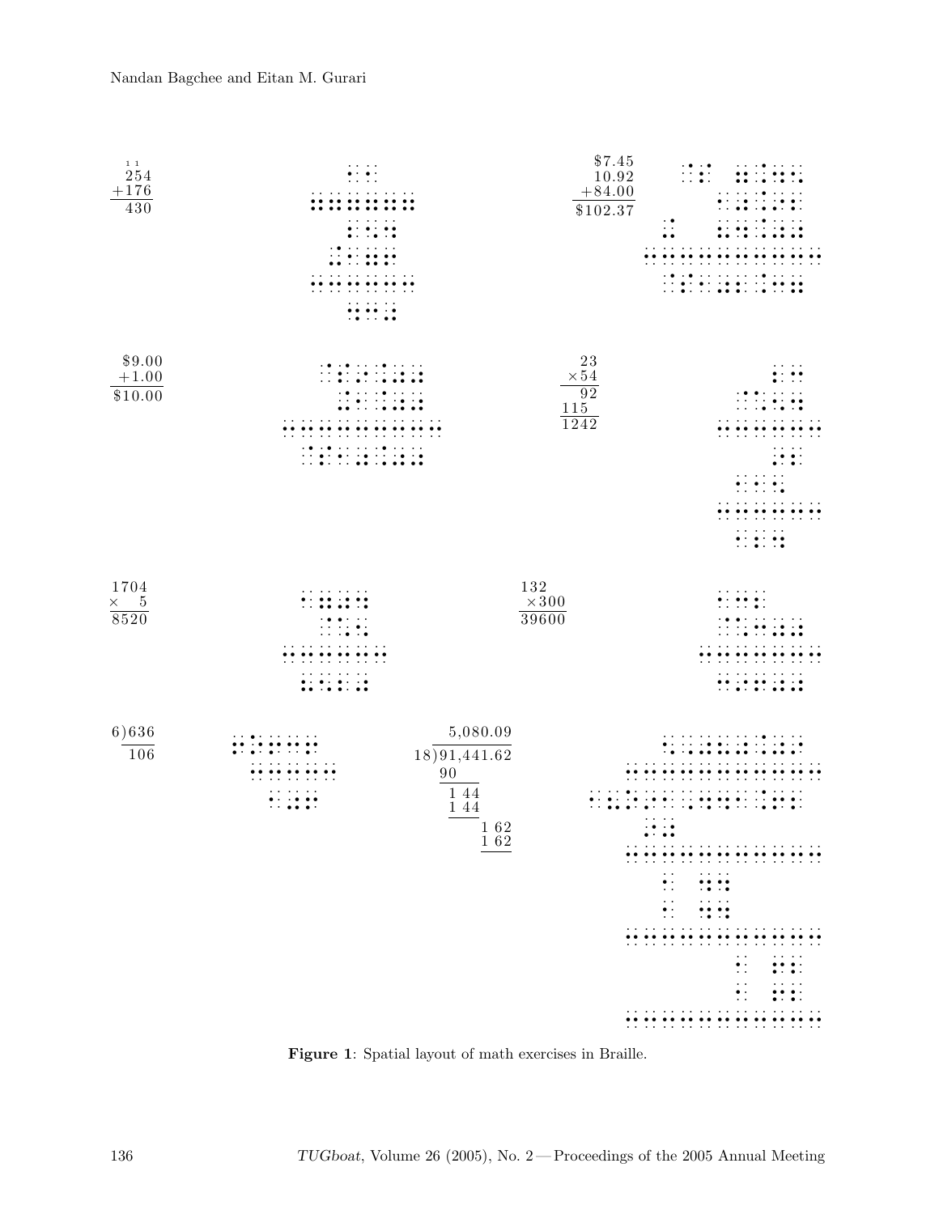```
 1 1
  254
+176
  430
```

```
  $7.45
  10.92
+84.00
$102.37
```

```
  $9.00
 +1.00
$10.00
```

```
   23
  ×54
   92
 115
 1242
```

```
1704
×   5
8520
```

```
 132
 ×300
39600
```

```
6)636
  106
```

```
      5,080.09
18)91,441.62
   90
    1 44
    1 44
        1 62
        1 62
```

**Figure 1**: Spatial layout of math exercises in Braille.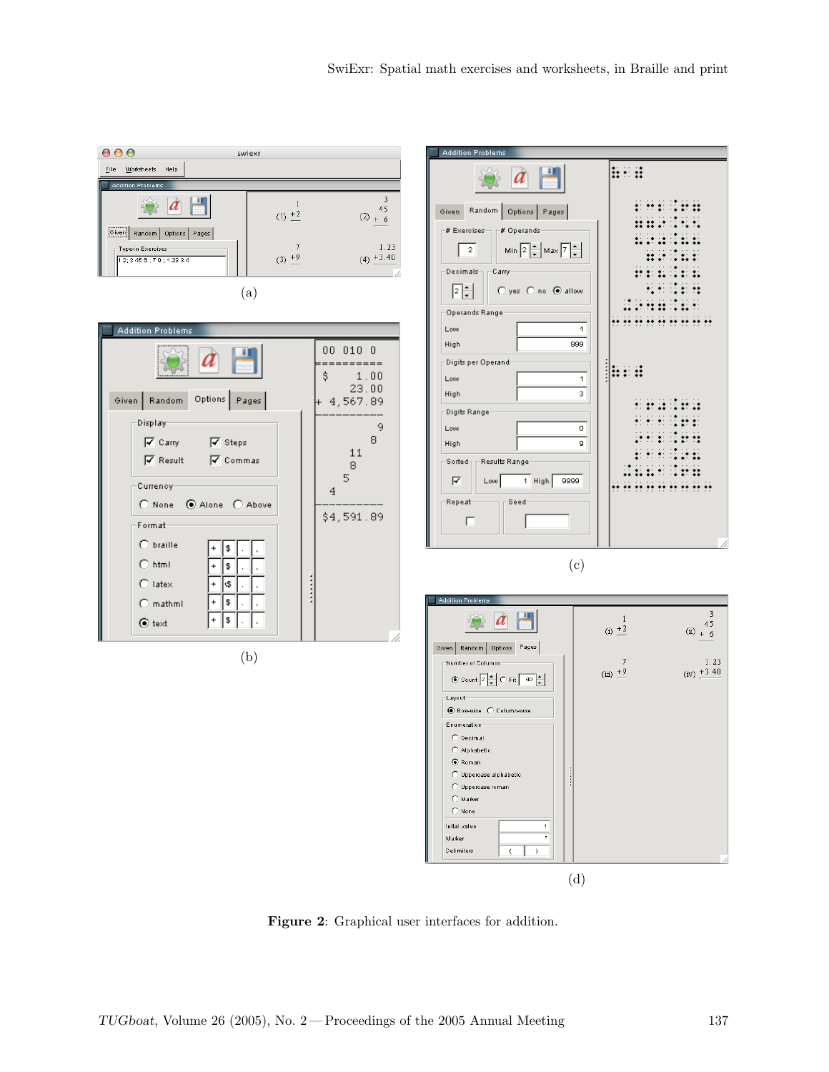(a)

(b)

(c)

(d)

**Figure 2**: Graphical user interfaces for addition.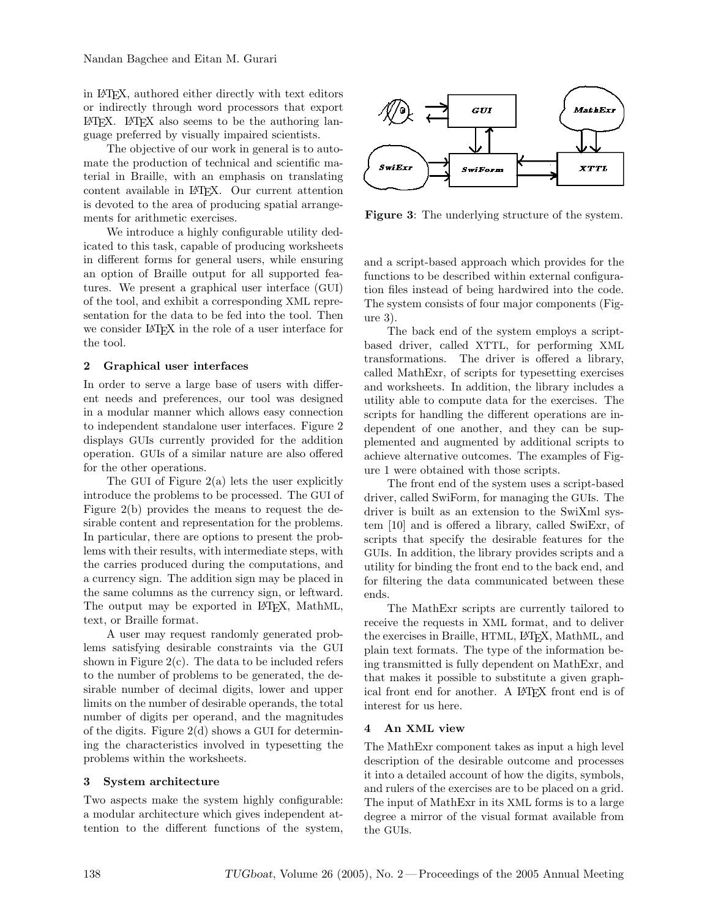in LaTeX, authored either directly with text editors or indirectly through word processors that export LaTeX. LaTeX also seems to be the authoring language preferred by visually impaired scientists.

The objective of our work in general is to automate the production of technical and scientific material in Braille, with an emphasis on translating content available in LaTeX. Our current attention is devoted to the area of producing spatial arrangements for arithmetic exercises.

We introduce a highly configurable utility dedicated to this task, capable of producing worksheets in different forms for general users, while ensuring an option of Braille output for all supported features. We present a graphical user interface (GUI) of the tool, and exhibit a corresponding XML representation for the data to be fed into the tool. Then we consider LaTeX in the role of a user interface for the tool.

## 2 Graphical user interfaces

In order to serve a large base of users with different needs and preferences, our tool was designed in a modular manner which allows easy connection to independent standalone user interfaces. Figure 2 displays GUIs currently provided for the addition operation. GUIs of a similar nature are also offered for the other operations.

The GUI of Figure 2(a) lets the user explicitly introduce the problems to be processed. The GUI of Figure 2(b) provides the means to request the desirable content and representation for the problems. In particular, there are options to present the problems with their results, with intermediate steps, with the carries produced during the computations, and a currency sign. The addition sign may be placed in the same columns as the currency sign, or leftward. The output may be exported in LaTeX, MathML, text, or Braille format.

A user may request randomly generated problems satisfying desirable constraints via the GUI shown in Figure 2(c). The data to be included refers to the number of problems to be generated, the desirable number of decimal digits, lower and upper limits on the number of desirable operands, the total number of digits per operand, and the magnitudes of the digits. Figure 2(d) shows a GUI for determining the characteristics involved in typesetting the problems within the worksheets.

## 3 System architecture

Two aspects make the system highly configurable: a modular architecture which gives independent attention to the different functions of the system, and a script-based approach which provides for the functions to be described within external configuration files instead of being hardwired into the code. The system consists of four major components (Figure 3).

**Figure 3**: The underlying structure of the system.

The back end of the system employs a script-based driver, called XTTL, for performing XML transformations. The driver is offered a library, called MathExr, of scripts for typesetting exercises and worksheets. In addition, the library includes a utility able to compute data for the exercises. The scripts for handling the different operations are independent of one another, and they can be supplemented and augmented by additional scripts to achieve alternative outcomes. The examples of Figure 1 were obtained with those scripts.

The front end of the system uses a script-based driver, called SwiForm, for managing the GUIs. The driver is built as an extension to the SwiXml system [10] and is offered a library, called SwiExr, of scripts that specify the desirable features for the GUIs. In addition, the library provides scripts and a utility for binding the front end to the back end, and for filtering the data communicated between these ends.

The MathExr scripts are currently tailored to receive the requests in XML format, and to deliver the exercises in Braille, HTML, LaTeX, MathML, and plain text formats. The type of the information being transmitted is fully dependent on MathExr, and that makes it possible to substitute a given graphical front end for another. A LaTeX front end is of interest for us here.

## 4 An XML view

The MathExr component takes as input a high level description of the desirable outcome and processes it into a detailed account of how the digits, symbols, and rulers of the exercises are to be placed on a grid. The input of MathExr in its XML forms is to a large degree a mirror of the visual format available from the GUIs.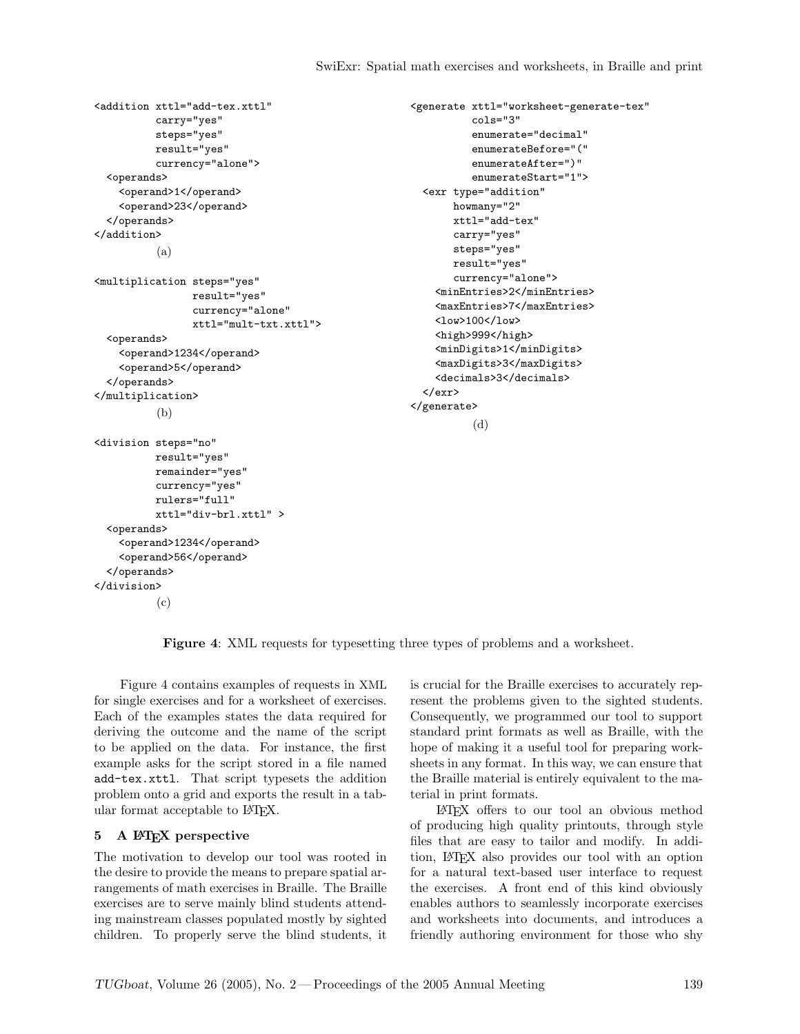```
<addition xttl="add-tex.xttl"
          carry="yes"
          steps="yes"
          result="yes"
          currency="alone">
  <operands>
    <operand>1</operand>
    <operand>23</operand>
  </operands>
</addition>
```

(a)

```
<multiplication steps="yes"
                result="yes"
                currency="alone"
                xttl="mult-txt.xttl">
  <operands>
    <operand>1234</operand>
    <operand>5</operand>
  </operands>
</multiplication>
```

(b)

```
<division steps="no"
          result="yes"
          remainder="yes"
          currency="yes"
          rulers="full"
          xttl="div-brl.xttl" >
  <operands>
    <operand>1234</operand>
    <operand>56</operand>
  </operands>
</division>
```

(c)

```
<generate xttl="worksheet-generate-tex"
          cols="3"
          enumerate="decimal"
          enumerateBefore="("
          enumerateAfter=")"
          enumerateStart="1">
  <exr type="addition"
       howmany="2"
       xttl="add-tex"
       carry="yes"
       steps="yes"
       result="yes"
       currency="alone">
    <minEntries>2</minEntries>
    <maxEntries>7</maxEntries>
    <low>100</low>
    <high>999</high>
    <minDigits>1</minDigits>
    <maxDigits>3</maxDigits>
    <decimals>3</decimals>
  </exr>
</generate>
```

(d)

**Figure 4**: XML requests for typesetting three types of problems and a worksheet.

Figure 4 contains examples of requests in XML for single exercises and for a worksheet of exercises. Each of the examples states the data required for deriving the outcome and the name of the script to be applied on the data. For instance, the first example asks for the script stored in a file named `add-tex.xttl`. That script typesets the addition problem onto a grid and exports the result in a tabular format acceptable to LaTeX.

## 5 A LaTeX perspective

The motivation to develop our tool was rooted in the desire to provide the means to prepare spatial arrangements of math exercises in Braille. The Braille exercises are to serve mainly blind students attending mainstream classes populated mostly by sighted children. To properly serve the blind students, it is crucial for the Braille exercises to accurately represent the problems given to the sighted students. Consequently, we programmed our tool to support standard print formats as well as Braille, with the hope of making it a useful tool for preparing worksheets in any format. In this way, we can ensure that the Braille material is entirely equivalent to the material in print formats.

LaTeX offers to our tool an obvious method of producing high quality printouts, through style files that are easy to tailor and modify. In addition, LaTeX also provides our tool with an option for a natural text-based user interface to request the exercises. A front end of this kind obviously enables authors to seamlessly incorporate exercises and worksheets into documents, and introduces a friendly authoring environment for those who shy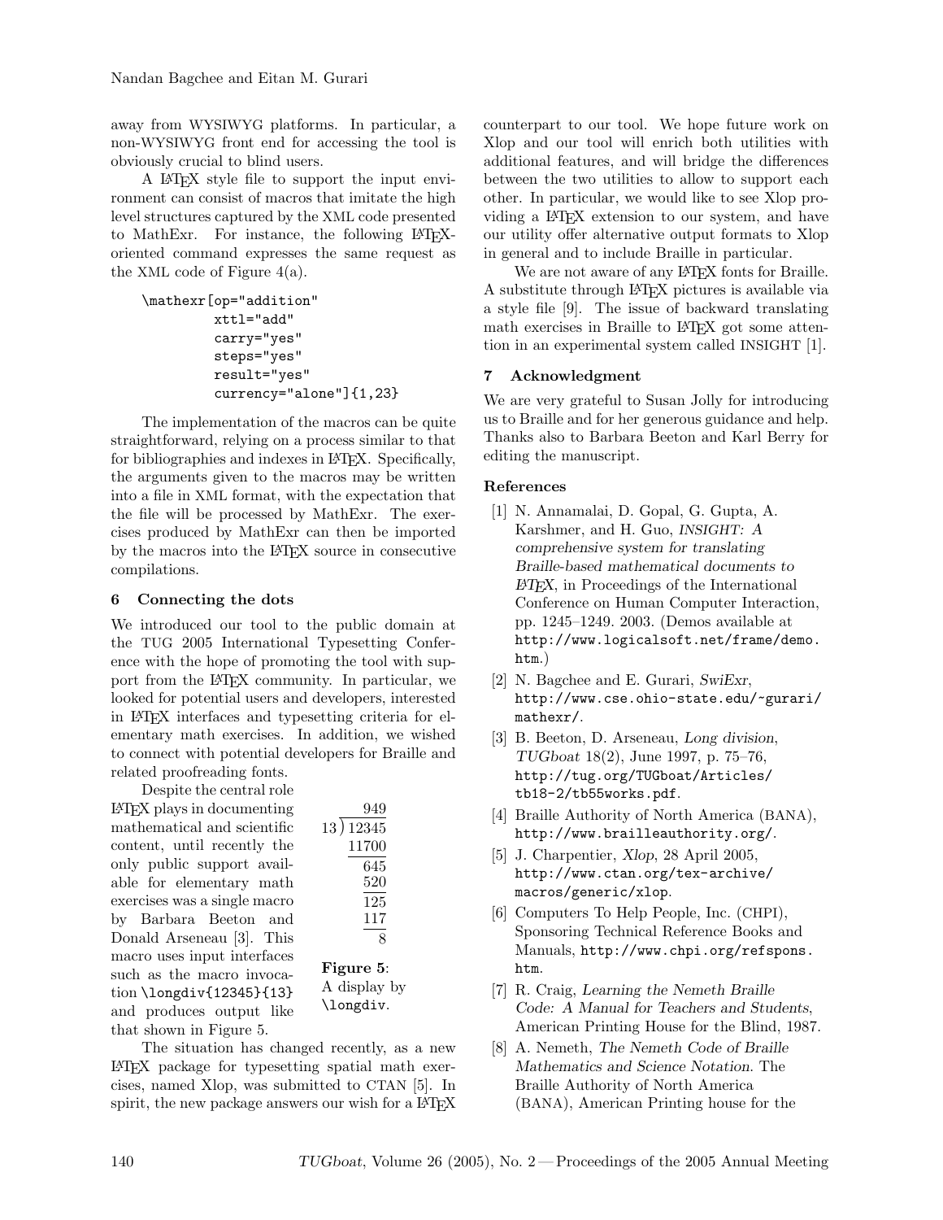away from WYSIWYG platforms. In particular, a non-WYSIWYG front end for accessing the tool is obviously crucial to blind users.

A LaTeX style file to support the input environment can consist of macros that imitate the high level structures captured by the XML code presented to MathExr. For instance, the following LaTeX-oriented command expresses the same request as the XML code of Figure 4(a).

```
\mathexr[op="addition"
         xttl="add"
         carry="yes"
         steps="yes"
         result="yes"
         currency="alone"]{1,23}
```

The implementation of the macros can be quite straightforward, relying on a process similar to that for bibliographies and indexes in LaTeX. Specifically, the arguments given to the macros may be written into a file in XML format, with the expectation that the file will be processed by MathExr. The exercises produced by MathExr can then be imported by the macros into the LaTeX source in consecutive compilations.

## 6 Connecting the dots

We introduced our tool to the public domain at the TUG 2005 International Typesetting Conference with the hope of promoting the tool with support from the LaTeX community. In particular, we looked for potential users and developers, interested in LaTeX interfaces and typesetting criteria for elementary math exercises. In addition, we wished to connect with potential developers for Braille and related proofreading fonts.

Despite the central role LaTeX plays in documenting mathematical and scientific content, until recently the only public support available for elementary math exercises was a single macro by Barbara Beeton and Donald Arseneau [3]. This macro uses input interfaces such as the macro invocation `\longdiv{12345}{13}` and produces output like that shown in Figure 5.

```
        949
13 ) 12345
     11700
       645
       520
       125
       117
         8
```

**Figure 5**: A display by `\longdiv`.

The situation has changed recently, as a new LaTeX package for typesetting spatial math exercises, named Xlop, was submitted to CTAN [5]. In spirit, the new package answers our wish for a LaTeX counterpart to our tool. We hope future work on Xlop and our tool will enrich both utilities with additional features, and will bridge the differences between the two utilities to allow to support each other. In particular, we would like to see Xlop providing a LaTeX extension to our system, and have our utility offer alternative output formats to Xlop in general and to include Braille in particular.

We are not aware of any LaTeX fonts for Braille. A substitute through LaTeX pictures is available via a style file [9]. The issue of backward translating math exercises in Braille to LaTeX got some attention in an experimental system called INSIGHT [1].

## 7 Acknowledgment

We are very grateful to Susan Jolly for introducing us to Braille and for her generous guidance and help. Thanks also to Barbara Beeton and Karl Berry for editing the manuscript.

### References

[1] N. Annamalai, D. Gopal, G. Gupta, A. Karshmer, and H. Guo, *INSIGHT: A comprehensive system for translating Braille-based mathematical documents to LaTeX*, in Proceedings of the International Conference on Human Computer Interaction, pp. 1245–1249. 2003. (Demos available at http://www.logicalsoft.net/frame/demo.htm.)

[2] N. Bagchee and E. Gurari, *SwiExr*, http://www.cse.ohio-state.edu/~gurari/mathexr/.

[3] B. Beeton, D. Arseneau, *Long division*, *TUGboat* 18(2), June 1997, p. 75–76, http://tug.org/TUGboat/Articles/tb18-2/tb55works.pdf.

[4] Braille Authority of North America (BANA), http://www.brailleauthority.org/.

[5] J. Charpentier, *Xlop*, 28 April 2005, http://www.ctan.org/tex-archive/macros/generic/xlop.

[6] Computers To Help People, Inc. (CHPI), Sponsoring Technical Reference Books and Manuals, http://www.chpi.org/refspons.htm.

[7] R. Craig, *Learning the Nemeth Braille Code: A Manual for Teachers and Students*, American Printing House for the Blind, 1987.

[8] A. Nemeth, *The Nemeth Code of Braille Mathematics and Science Notation*. The Braille Authority of North America (BANA), American Printing house for the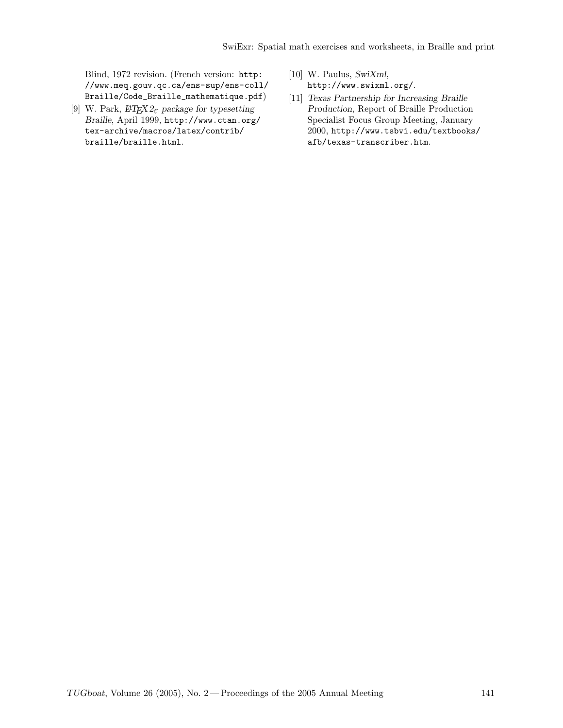Blind, 1972 revision. (French version: http://www.meq.gouv.qc.ca/ens-sup/ens-coll/Braille/Code_Braille_mathematique.pdf)

[9] W. Park, *LaTeX 2ε package for typesetting Braille*, April 1999, http://www.ctan.org/tex-archive/macros/latex/contrib/braille/braille.html.

[10] W. Paulus, *SwiXml*, http://www.swixml.org/.

[11] *Texas Partnership for Increasing Braille Production*, Report of Braille Production Specialist Focus Group Meeting, January 2000, http://www.tsbvi.edu/textbooks/afb/texas-transcriber.htm.